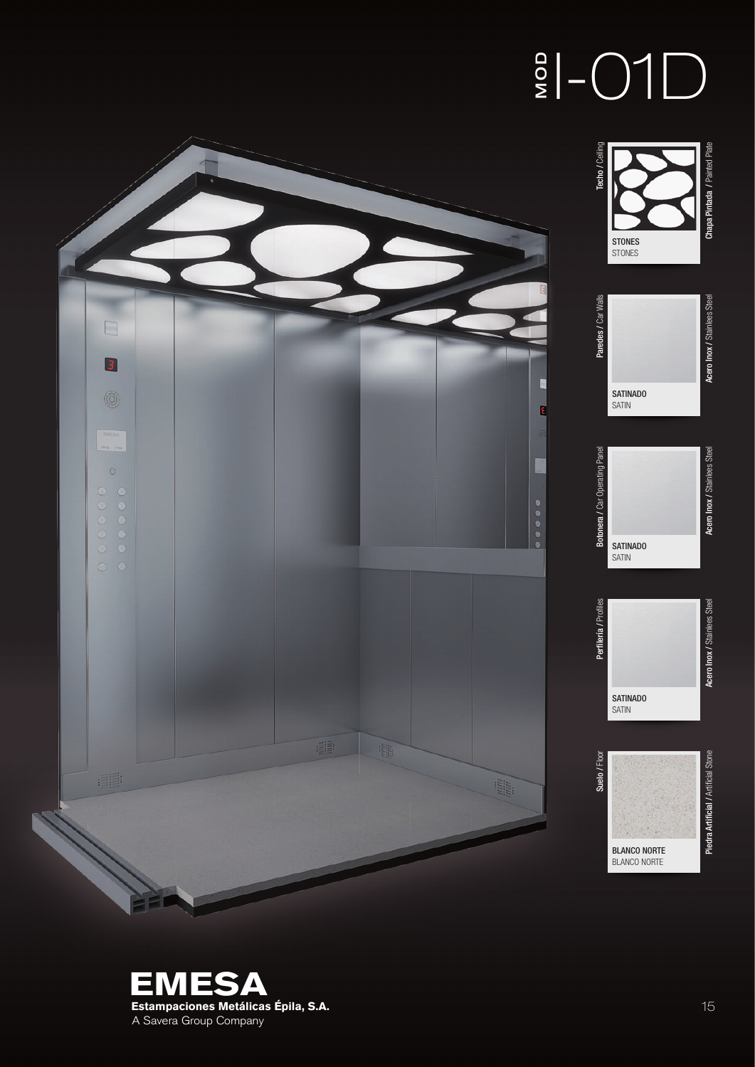# MOD I-01D

| | | |
|---|---|---|
| **Techo** / Ceiling | **STONES** STONES | **Chapa Pintada** / Painted Plate |
| **Paredes** / Car Walls | **SATINADO** SATIN | **Acero Inox** / Stainless Steel |
| **Botonera** / Car Operating Panel | **SATINADO** SATIN | **Acero Inox** / Stainless Steel |
| **Perfilería** / Profiles | **SATINADO** SATIN | **Acero Inox** / Stainless Steel |
| **Suelo** / Floor | **BLANCO NORTE** BLANCO NORTE | **Piedra Artificial** / Artificial Stone |

**EMESA**
**Estampaciones Metálicas Épila, S.A.**
A Savera Group Company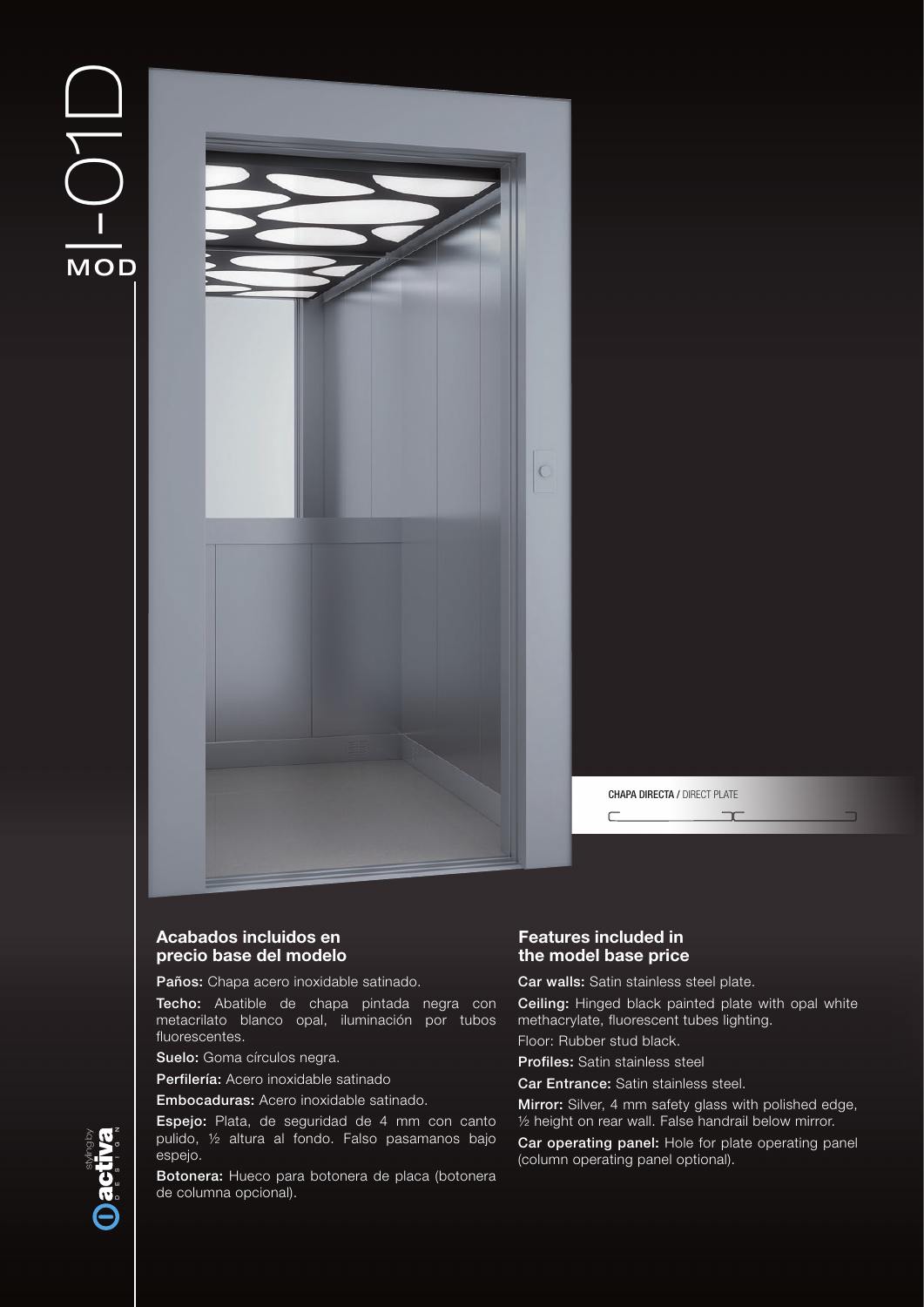# I-01D MOD

CHAPA DIRECTA / DIRECT PLATE

## Acabados incluidos en precio base del modelo

**Paños:** Chapa acero inoxidable satinado.

**Techo:** Abatible de chapa pintada negra con metacrilato blanco opal, iluminación por tubos fluorescentes.

**Suelo:** Goma círculos negra.

**Perfilería:** Acero inoxidable satinado

**Embocaduras:** Acero inoxidable satinado.

**Espejo:** Plata, de seguridad de 4 mm con canto pulido, ½ altura al fondo. Falso pasamanos bajo espejo.

**Botonera:** Hueco para botonera de placa (botonera de columna opcional).

## Features included in the model base price

**Car walls:** Satin stainless steel plate.

**Ceiling:** Hinged black painted plate with opal white methacrylate, fluorescent tubes lighting.

Floor: Rubber stud black.

**Profiles:** Satin stainless steel

**Car Entrance:** Satin stainless steel.

**Mirror:** Silver, 4 mm safety glass with polished edge, ½ height on rear wall. False handrail below mirror.

**Car operating panel:** Hole for plate operating panel (column operating panel optional).

styling by activa DESIGN